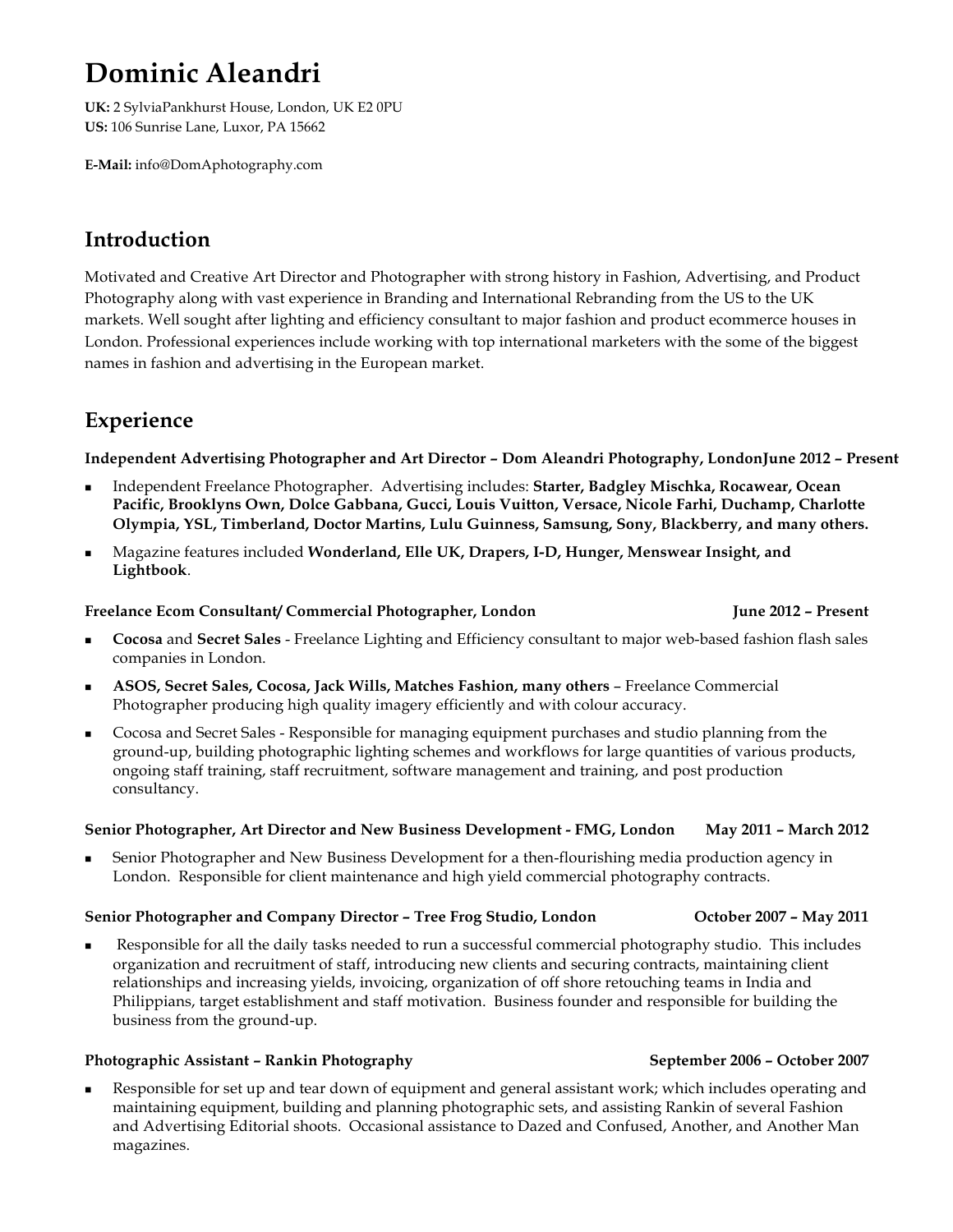# Dominic Aleandri

**UK:** 2 SylviaPankhurst House, London, UK E2 0PU
**US:** 106 Sunrise Lane, Luxor, PA 15662

**E-Mail:** info@DomAphotography.com

## Introduction

Motivated and Creative Art Director and Photographer with strong history in Fashion, Advertising, and Product Photography along with vast experience in Branding and International Rebranding from the US to the UK markets. Well sought after lighting and efficiency consultant to major fashion and product ecommerce houses in London. Professional experiences include working with top international marketers with the some of the biggest names in fashion and advertising in the European market.

## Experience

**Independent Advertising Photographer and Art Director – Dom Aleandri Photography, LondonJune 2012 – Present**

- Independent Freelance Photographer. Advertising includes: **Starter, Badgley Mischka, Rocawear, Ocean Pacific, Brooklyns Own, Dolce Gabbana, Gucci, Louis Vuitton, Versace, Nicole Farhi, Duchamp, Charlotte Olympia, YSL, Timberland, Doctor Martins, Lulu Guinness, Samsung, Sony, Blackberry, and many others.**
- Magazine features included **Wonderland, Elle UK, Drapers, I-D, Hunger, Menswear Insight, and Lightbook**.

**Freelance Ecom Consultant/ Commercial Photographer, London June 2012 – Present**

- **Cocosa** and **Secret Sales** - Freelance Lighting and Efficiency consultant to major web-based fashion flash sales companies in London.
- **ASOS, Secret Sales, Cocosa, Jack Wills, Matches Fashion, many others** – Freelance Commercial Photographer producing high quality imagery efficiently and with colour accuracy.
- Cocosa and Secret Sales - Responsible for managing equipment purchases and studio planning from the ground-up, building photographic lighting schemes and workflows for large quantities of various products, ongoing staff training, staff recruitment, software management and training, and post production consultancy.

**Senior Photographer, Art Director and New Business Development - FMG, London May 2011 – March 2012**

- Senior Photographer and New Business Development for a then-flourishing media production agency in London. Responsible for client maintenance and high yield commercial photography contracts.

**Senior Photographer and Company Director – Tree Frog Studio, London October 2007 – May 2011**

- Responsible for all the daily tasks needed to run a successful commercial photography studio. This includes organization and recruitment of staff, introducing new clients and securing contracts, maintaining client relationships and increasing yields, invoicing, organization of off shore retouching teams in India and Philippians, target establishment and staff motivation. Business founder and responsible for building the business from the ground-up.

**Photographic Assistant – Rankin Photography September 2006 – October 2007**

- Responsible for set up and tear down of equipment and general assistant work; which includes operating and maintaining equipment, building and planning photographic sets, and assisting Rankin of several Fashion and Advertising Editorial shoots. Occasional assistance to Dazed and Confused, Another, and Another Man magazines.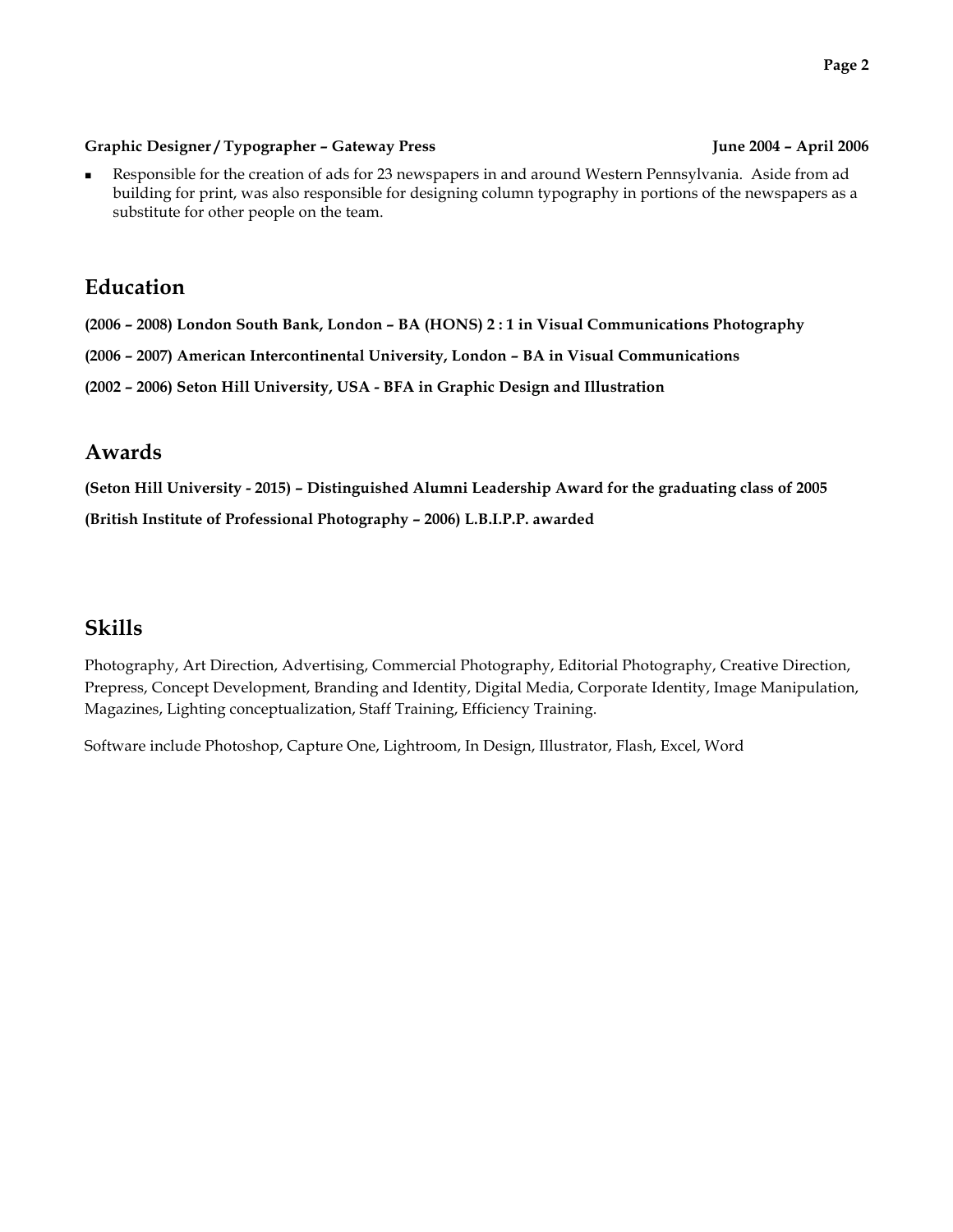**Graphic Designer / Typographer – Gateway Press** **June 2004 – April 2006**

- Responsible for the creation of ads for 23 newspapers in and around Western Pennsylvania. Aside from ad building for print, was also responsible for designing column typography in portions of the newspapers as a substitute for other people on the team.

## Education

**(2006 – 2008) London South Bank, London – BA (HONS) 2 : 1 in Visual Communications Photography**

**(2006 – 2007) American Intercontinental University, London – BA in Visual Communications**

**(2002 – 2006) Seton Hill University, USA - BFA in Graphic Design and Illustration**

## Awards

**(Seton Hill University - 2015) – Distinguished Alumni Leadership Award for the graduating class of 2005**

**(British Institute of Professional Photography – 2006) L.B.I.P.P. awarded**

## Skills

Photography, Art Direction, Advertising, Commercial Photography, Editorial Photography, Creative Direction, Prepress, Concept Development, Branding and Identity, Digital Media, Corporate Identity, Image Manipulation, Magazines, Lighting conceptualization, Staff Training, Efficiency Training.

Software include Photoshop, Capture One, Lightroom, In Design, Illustrator, Flash, Excel, Word